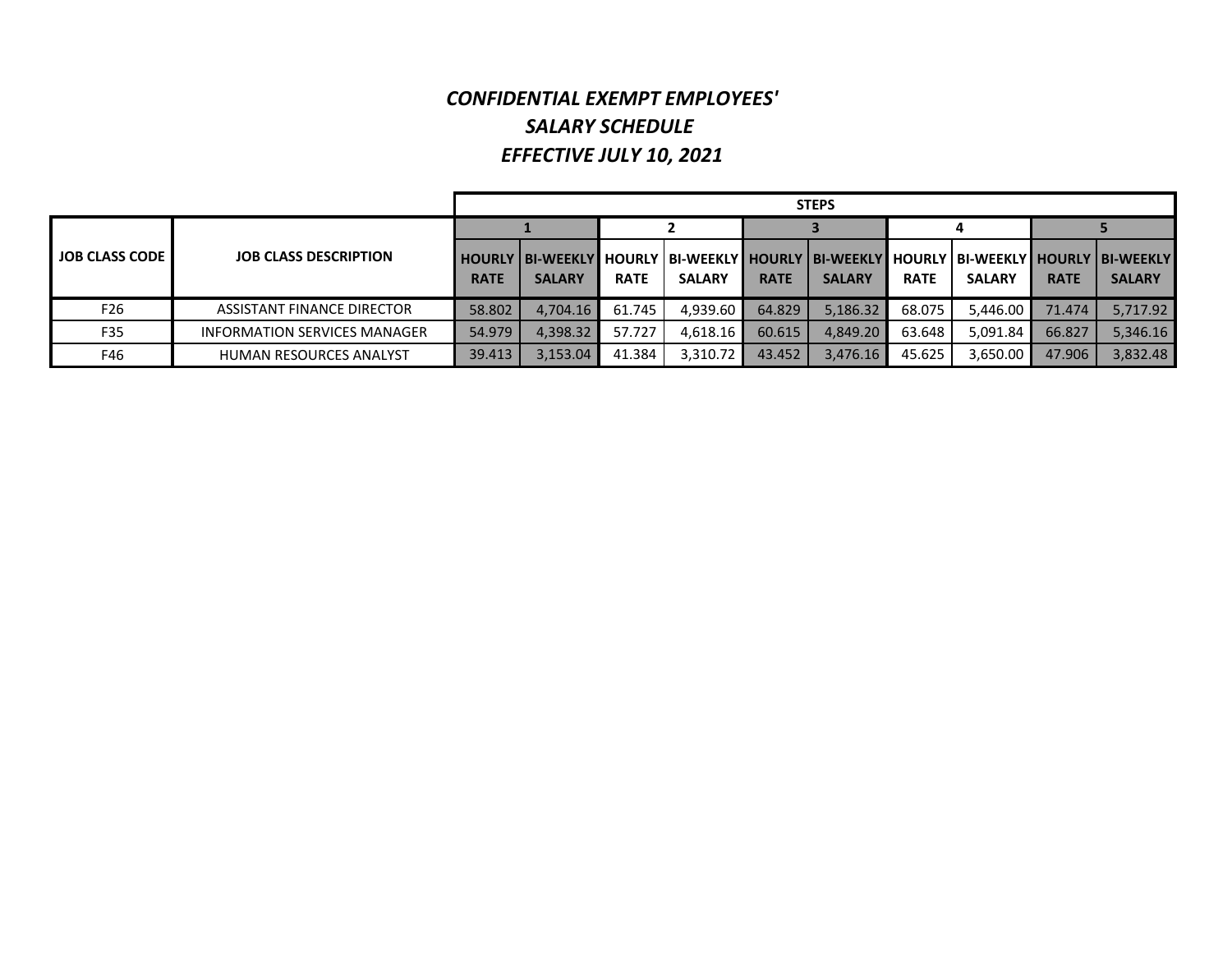# *CONFIDENTIAL EXEMPT EMPLOYEES' SALARY SCHEDULE EFFECTIVE JULY 10, 2021*

| JOB CLASS CODE | JOB CLASS DESCRIPTION | STEPS | | | | | | | | | |
|---|---|---|---|---|---|---|---|---|---|---|---|
| | | 1 | | 2 | | 3 | | 4 | | 5 | |
| | | HOURLY RATE | BI-WEEKLY SALARY | HOURLY RATE | BI-WEEKLY SALARY | HOURLY RATE | BI-WEEKLY SALARY | HOURLY RATE | BI-WEEKLY SALARY | HOURLY RATE | BI-WEEKLY SALARY |
| F26 | ASSISTANT FINANCE DIRECTOR | 58.802 | 4,704.16 | 61.745 | 4,939.60 | 64.829 | 5,186.32 | 68.075 | 5,446.00 | 71.474 | 5,717.92 |
| F35 | INFORMATION SERVICES MANAGER | 54.979 | 4,398.32 | 57.727 | 4,618.16 | 60.615 | 4,849.20 | 63.648 | 5,091.84 | 66.827 | 5,346.16 |
| F46 | HUMAN RESOURCES ANALYST | 39.413 | 3,153.04 | 41.384 | 3,310.72 | 43.452 | 3,476.16 | 45.625 | 3,650.00 | 47.906 | 3,832.48 |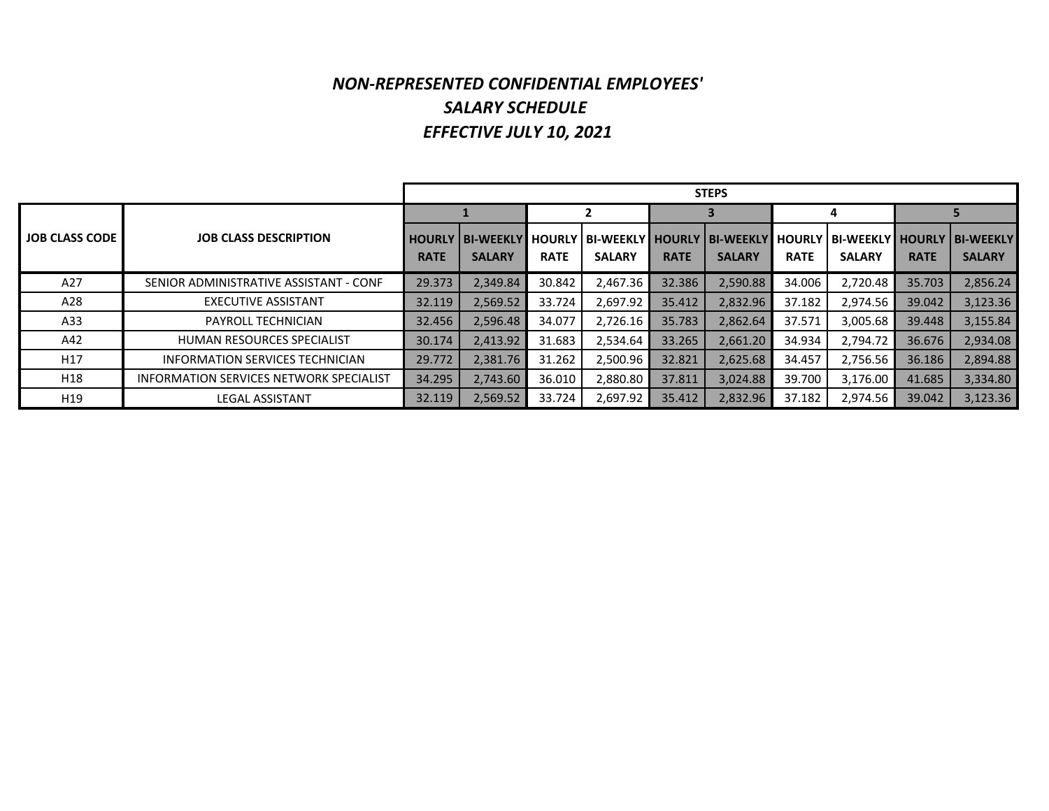# *NON-REPRESENTED CONFIDENTIAL EMPLOYEES'*
# *SALARY SCHEDULE*
# *EFFECTIVE JULY 10, 2021*

| | | STEPS | | | | | | | | | |
|---|---|---|---|---|---|---|---|---|---|---|---|
| | | 1 | | 2 | | 3 | | 4 | | 5 | |
| JOB CLASS CODE | JOB CLASS DESCRIPTION | HOURLY RATE | BI-WEEKLY SALARY | HOURLY RATE | BI-WEEKLY SALARY | HOURLY RATE | BI-WEEKLY SALARY | HOURLY RATE | BI-WEEKLY SALARY | HOURLY RATE | BI-WEEKLY SALARY |
| A27 | SENIOR ADMINISTRATIVE ASSISTANT - CONF | 29.373 | 2,349.84 | 30.842 | 2,467.36 | 32.386 | 2,590.88 | 34.006 | 2,720.48 | 35.703 | 2,856.24 |
| A28 | EXECUTIVE ASSISTANT | 32.119 | 2,569.52 | 33.724 | 2,697.92 | 35.412 | 2,832.96 | 37.182 | 2,974.56 | 39.042 | 3,123.36 |
| A33 | PAYROLL TECHNICIAN | 32.456 | 2,596.48 | 34.077 | 2,726.16 | 35.783 | 2,862.64 | 37.571 | 3,005.68 | 39.448 | 3,155.84 |
| A42 | HUMAN RESOURCES SPECIALIST | 30.174 | 2,413.92 | 31.683 | 2,534.64 | 33.265 | 2,661.20 | 34.934 | 2,794.72 | 36.676 | 2,934.08 |
| H17 | INFORMATION SERVICES TECHNICIAN | 29.772 | 2,381.76 | 31.262 | 2,500.96 | 32.821 | 2,625.68 | 34.457 | 2,756.56 | 36.186 | 2,894.88 |
| H18 | INFORMATION SERVICES NETWORK SPECIALIST | 34.295 | 2,743.60 | 36.010 | 2,880.80 | 37.811 | 3,024.88 | 39.700 | 3,176.00 | 41.685 | 3,334.80 |
| H19 | LEGAL ASSISTANT | 32.119 | 2,569.52 | 33.724 | 2,697.92 | 35.412 | 2,832.96 | 37.182 | 2,974.56 | 39.042 | 3,123.36 |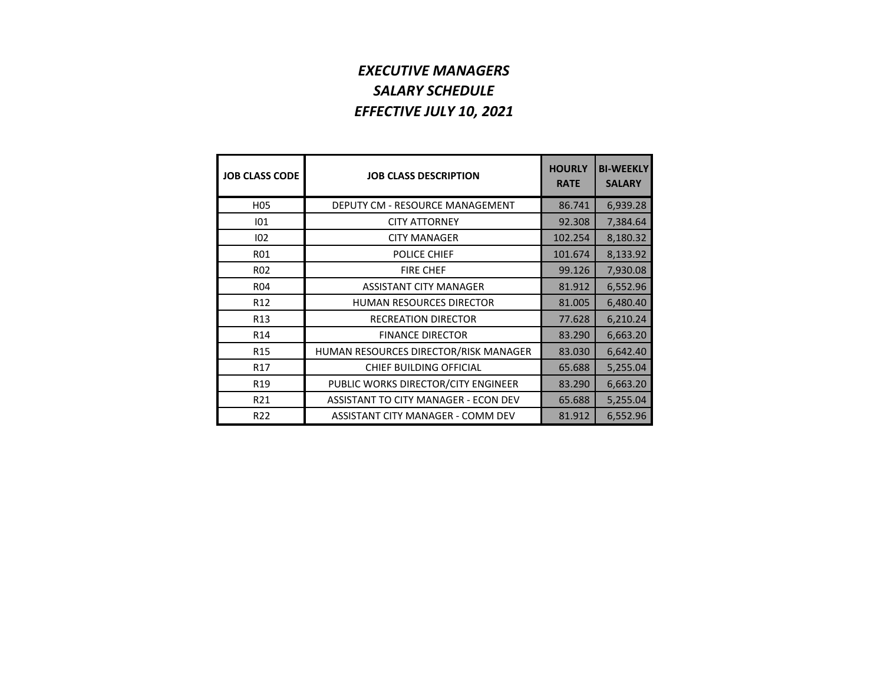# *EXECUTIVE MANAGERS*
## *SALARY SCHEDULE*
## *EFFECTIVE JULY 10, 2021*

| JOB CLASS CODE | JOB CLASS DESCRIPTION | HOURLY RATE | BI-WEEKLY SALARY |
|---|---|---|---|
| H05 | DEPUTY CM - RESOURCE MANAGEMENT | 86.741 | 6,939.28 |
| I01 | CITY ATTORNEY | 92.308 | 7,384.64 |
| I02 | CITY MANAGER | 102.254 | 8,180.32 |
| R01 | POLICE CHIEF | 101.674 | 8,133.92 |
| R02 | FIRE CHEF | 99.126 | 7,930.08 |
| R04 | ASSISTANT CITY MANAGER | 81.912 | 6,552.96 |
| R12 | HUMAN RESOURCES DIRECTOR | 81.005 | 6,480.40 |
| R13 | RECREATION DIRECTOR | 77.628 | 6,210.24 |
| R14 | FINANCE DIRECTOR | 83.290 | 6,663.20 |
| R15 | HUMAN RESOURCES DIRECTOR/RISK MANAGER | 83.030 | 6,642.40 |
| R17 | CHIEF BUILDING OFFICIAL | 65.688 | 5,255.04 |
| R19 | PUBLIC WORKS DIRECTOR/CITY ENGINEER | 83.290 | 6,663.20 |
| R21 | ASSISTANT TO CITY MANAGER - ECON DEV | 65.688 | 5,255.04 |
| R22 | ASSISTANT CITY MANAGER - COMM DEV | 81.912 | 6,552.96 |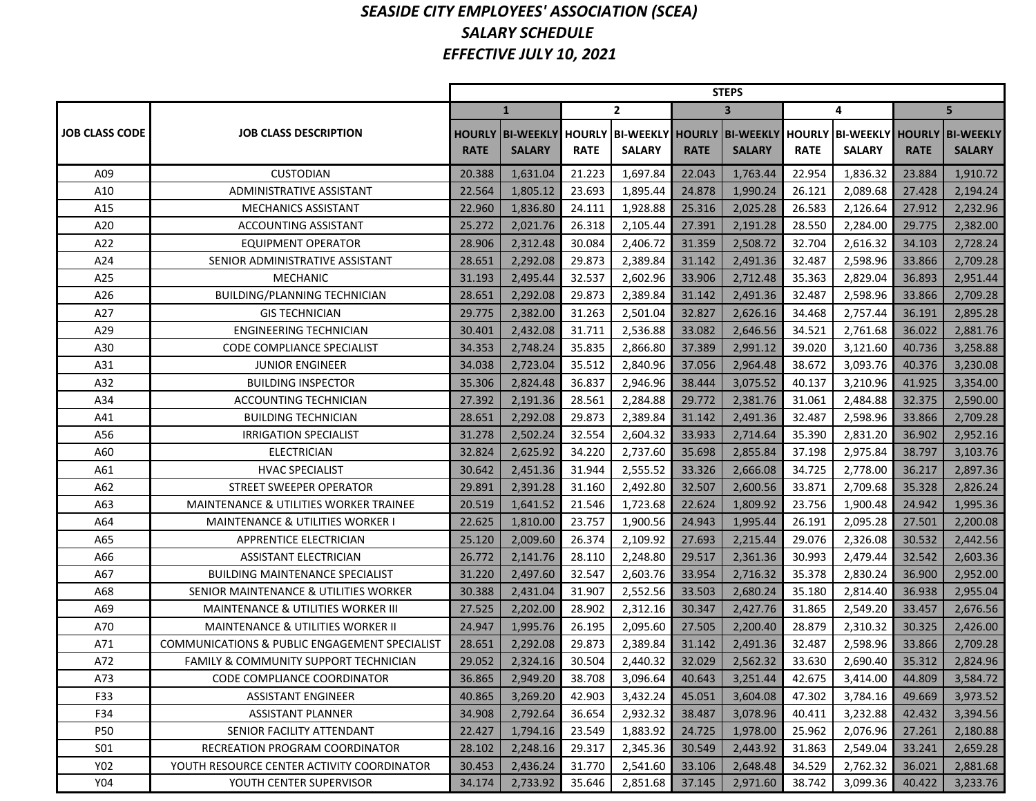# *SEASIDE CITY EMPLOYEES' ASSOCIATION (SCEA)*
# *SALARY SCHEDULE*
# *EFFECTIVE JULY 10, 2021*

| JOB CLASS CODE | JOB CLASS DESCRIPTION | STEPS | | | | | | | | | |
|---|---|---|---|---|---|---|---|---|---|---|---|
| | | 1 | | 2 | | 3 | | 4 | | 5 | |
| | | HOURLY RATE | BI-WEEKLY SALARY | HOURLY RATE | BI-WEEKLY SALARY | HOURLY RATE | BI-WEEKLY SALARY | HOURLY RATE | BI-WEEKLY SALARY | HOURLY RATE | BI-WEEKLY SALARY |
| A09 | CUSTODIAN | 20.388 | 1,631.04 | 21.223 | 1,697.84 | 22.043 | 1,763.44 | 22.954 | 1,836.32 | 23.884 | 1,910.72 |
| A10 | ADMINISTRATIVE ASSISTANT | 22.564 | 1,805.12 | 23.693 | 1,895.44 | 24.878 | 1,990.24 | 26.121 | 2,089.68 | 27.428 | 2,194.24 |
| A15 | MECHANICS ASSISTANT | 22.960 | 1,836.80 | 24.111 | 1,928.88 | 25.316 | 2,025.28 | 26.583 | 2,126.64 | 27.912 | 2,232.96 |
| A20 | ACCOUNTING ASSISTANT | 25.272 | 2,021.76 | 26.318 | 2,105.44 | 27.391 | 2,191.28 | 28.550 | 2,284.00 | 29.775 | 2,382.00 |
| A22 | EQUIPMENT OPERATOR | 28.906 | 2,312.48 | 30.084 | 2,406.72 | 31.359 | 2,508.72 | 32.704 | 2,616.32 | 34.103 | 2,728.24 |
| A24 | SENIOR ADMINISTRATIVE ASSISTANT | 28.651 | 2,292.08 | 29.873 | 2,389.84 | 31.142 | 2,491.36 | 32.487 | 2,598.96 | 33.866 | 2,709.28 |
| A25 | MECHANIC | 31.193 | 2,495.44 | 32.537 | 2,602.96 | 33.906 | 2,712.48 | 35.363 | 2,829.04 | 36.893 | 2,951.44 |
| A26 | BUILDING/PLANNING TECHNICIAN | 28.651 | 2,292.08 | 29.873 | 2,389.84 | 31.142 | 2,491.36 | 32.487 | 2,598.96 | 33.866 | 2,709.28 |
| A27 | GIS TECHNICIAN | 29.775 | 2,382.00 | 31.263 | 2,501.04 | 32.827 | 2,626.16 | 34.468 | 2,757.44 | 36.191 | 2,895.28 |
| A29 | ENGINEERING TECHNICIAN | 30.401 | 2,432.08 | 31.711 | 2,536.88 | 33.082 | 2,646.56 | 34.521 | 2,761.68 | 36.022 | 2,881.76 |
| A30 | CODE COMPLIANCE SPECIALIST | 34.353 | 2,748.24 | 35.835 | 2,866.80 | 37.389 | 2,991.12 | 39.020 | 3,121.60 | 40.736 | 3,258.88 |
| A31 | JUNIOR ENGINEER | 34.038 | 2,723.04 | 35.512 | 2,840.96 | 37.056 | 2,964.48 | 38.672 | 3,093.76 | 40.376 | 3,230.08 |
| A32 | BUILDING INSPECTOR | 35.306 | 2,824.48 | 36.837 | 2,946.96 | 38.444 | 3,075.52 | 40.137 | 3,210.96 | 41.925 | 3,354.00 |
| A34 | ACCOUNTING TECHNICIAN | 27.392 | 2,191.36 | 28.561 | 2,284.88 | 29.772 | 2,381.76 | 31.061 | 2,484.88 | 32.375 | 2,590.00 |
| A41 | BUILDING TECHNICIAN | 28.651 | 2,292.08 | 29.873 | 2,389.84 | 31.142 | 2,491.36 | 32.487 | 2,598.96 | 33.866 | 2,709.28 |
| A56 | IRRIGATION SPECIALIST | 31.278 | 2,502.24 | 32.554 | 2,604.32 | 33.933 | 2,714.64 | 35.390 | 2,831.20 | 36.902 | 2,952.16 |
| A60 | ELECTRICIAN | 32.824 | 2,625.92 | 34.220 | 2,737.60 | 35.698 | 2,855.84 | 37.198 | 2,975.84 | 38.797 | 3,103.76 |
| A61 | HVAC SPECIALIST | 30.642 | 2,451.36 | 31.944 | 2,555.52 | 33.326 | 2,666.08 | 34.725 | 2,778.00 | 36.217 | 2,897.36 |
| A62 | STREET SWEEPER OPERATOR | 29.891 | 2,391.28 | 31.160 | 2,492.80 | 32.507 | 2,600.56 | 33.871 | 2,709.68 | 35.328 | 2,826.24 |
| A63 | MAINTENANCE & UTILITIES WORKER TRAINEE | 20.519 | 1,641.52 | 21.546 | 1,723.68 | 22.624 | 1,809.92 | 23.756 | 1,900.48 | 24.942 | 1,995.36 |
| A64 | MAINTENANCE & UTILITIES WORKER I | 22.625 | 1,810.00 | 23.757 | 1,900.56 | 24.943 | 1,995.44 | 26.191 | 2,095.28 | 27.501 | 2,200.08 |
| A65 | APPRENTICE ELECTRICIAN | 25.120 | 2,009.60 | 26.374 | 2,109.92 | 27.693 | 2,215.44 | 29.076 | 2,326.08 | 30.532 | 2,442.56 |
| A66 | ASSISTANT ELECTRICIAN | 26.772 | 2,141.76 | 28.110 | 2,248.80 | 29.517 | 2,361.36 | 30.993 | 2,479.44 | 32.542 | 2,603.36 |
| A67 | BUILDING MAINTENANCE SPECIALIST | 31.220 | 2,497.60 | 32.547 | 2,603.76 | 33.954 | 2,716.32 | 35.378 | 2,830.24 | 36.900 | 2,952.00 |
| A68 | SENIOR MAINTENANCE & UTILITIES WORKER | 30.388 | 2,431.04 | 31.907 | 2,552.56 | 33.503 | 2,680.24 | 35.180 | 2,814.40 | 36.938 | 2,955.04 |
| A69 | MAINTENANCE & UTILITIES WORKER III | 27.525 | 2,202.00 | 28.902 | 2,312.16 | 30.347 | 2,427.76 | 31.865 | 2,549.20 | 33.457 | 2,676.56 |
| A70 | MAINTENANCE & UTILITIES WORKER II | 24.947 | 1,995.76 | 26.195 | 2,095.60 | 27.505 | 2,200.40 | 28.879 | 2,310.32 | 30.325 | 2,426.00 |
| A71 | COMMUNICATIONS & PUBLIC ENGAGEMENT SPECIALIST | 28.651 | 2,292.08 | 29.873 | 2,389.84 | 31.142 | 2,491.36 | 32.487 | 2,598.96 | 33.866 | 2,709.28 |
| A72 | FAMILY & COMMUNITY SUPPORT TECHNICIAN | 29.052 | 2,324.16 | 30.504 | 2,440.32 | 32.029 | 2,562.32 | 33.630 | 2,690.40 | 35.312 | 2,824.96 |
| A73 | CODE COMPLIANCE COORDINATOR | 36.865 | 2,949.20 | 38.708 | 3,096.64 | 40.643 | 3,251.44 | 42.675 | 3,414.00 | 44.809 | 3,584.72 |
| F33 | ASSISTANT ENGINEER | 40.865 | 3,269.20 | 42.903 | 3,432.24 | 45.051 | 3,604.08 | 47.302 | 3,784.16 | 49.669 | 3,973.52 |
| F34 | ASSISTANT PLANNER | 34.908 | 2,792.64 | 36.654 | 2,932.32 | 38.487 | 3,078.96 | 40.411 | 3,232.88 | 42.432 | 3,394.56 |
| P50 | SENIOR FACILITY ATTENDANT | 22.427 | 1,794.16 | 23.549 | 1,883.92 | 24.725 | 1,978.00 | 25.962 | 2,076.96 | 27.261 | 2,180.88 |
| S01 | RECREATION PROGRAM COORDINATOR | 28.102 | 2,248.16 | 29.317 | 2,345.36 | 30.549 | 2,443.92 | 31.863 | 2,549.04 | 33.241 | 2,659.28 |
| Y02 | YOUTH RESOURCE CENTER ACTIVITY COORDINATOR | 30.453 | 2,436.24 | 31.770 | 2,541.60 | 33.106 | 2,648.48 | 34.529 | 2,762.32 | 36.021 | 2,881.68 |
| Y04 | YOUTH CENTER SUPERVISOR | 34.174 | 2,733.92 | 35.646 | 2,851.68 | 37.145 | 2,971.60 | 38.742 | 3,099.36 | 40.422 | 3,233.76 |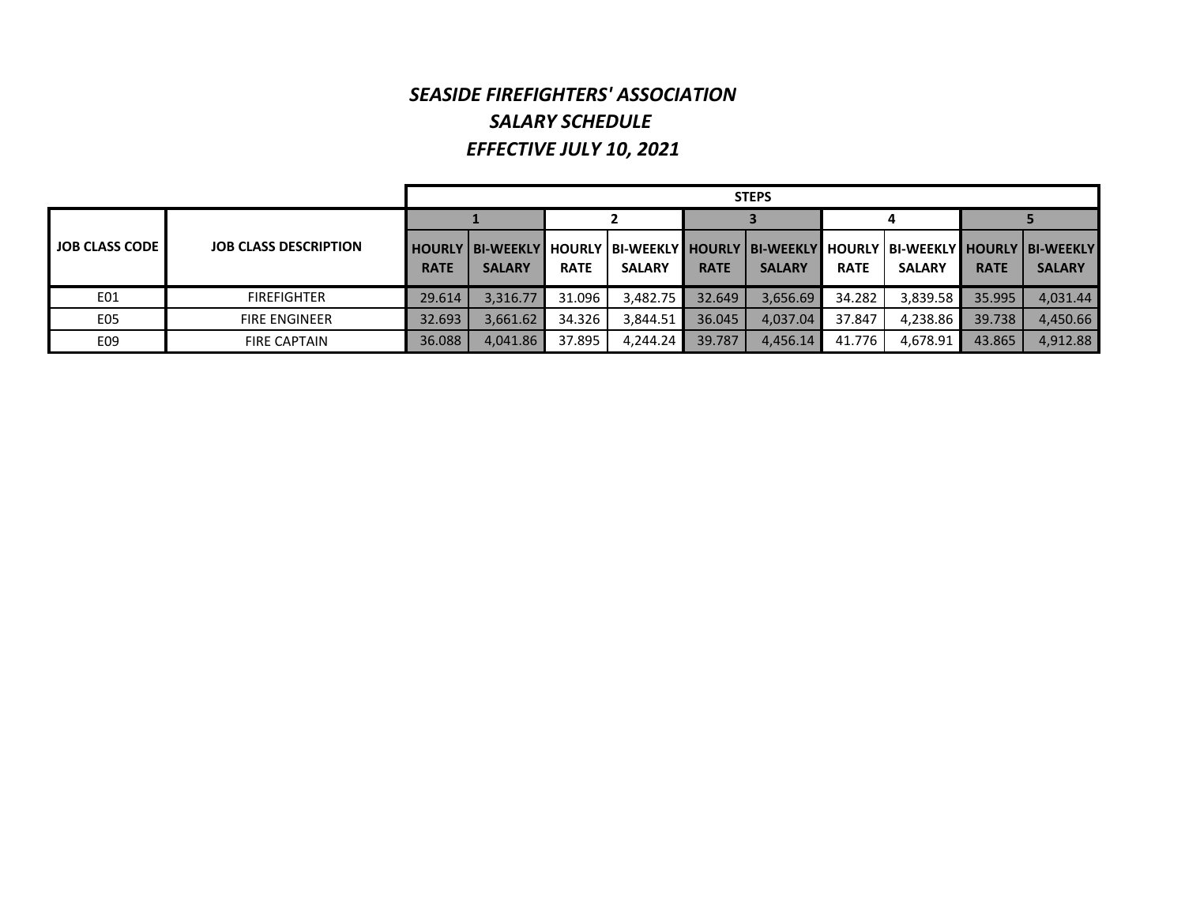# *SEASIDE FIREFIGHTERS' ASSOCIATION*
## *SALARY SCHEDULE*
## *EFFECTIVE JULY 10, 2021*

| | | STEPS | | | | | | | | | |
|---|---|---|---|---|---|---|---|---|---|---|---|
| | | 1 | | 2 | | 3 | | 4 | | 5 | |
| JOB CLASS CODE | JOB CLASS DESCRIPTION | HOURLY RATE | BI-WEEKLY SALARY | HOURLY RATE | BI-WEEKLY SALARY | HOURLY RATE | BI-WEEKLY SALARY | HOURLY RATE | BI-WEEKLY SALARY | HOURLY RATE | BI-WEEKLY SALARY |
| E01 | FIREFIGHTER | 29.614 | 3,316.77 | 31.096 | 3,482.75 | 32.649 | 3,656.69 | 34.282 | 3,839.58 | 35.995 | 4,031.44 |
| E05 | FIRE ENGINEER | 32.693 | 3,661.62 | 34.326 | 3,844.51 | 36.045 | 4,037.04 | 37.847 | 4,238.86 | 39.738 | 4,450.66 |
| E09 | FIRE CAPTAIN | 36.088 | 4,041.86 | 37.895 | 4,244.24 | 39.787 | 4,456.14 | 41.776 | 4,678.91 | 43.865 | 4,912.88 |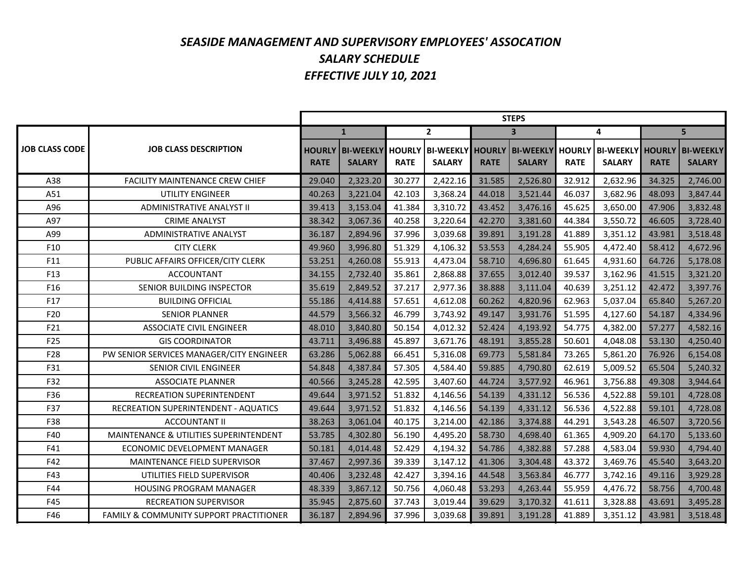# SEASIDE MANAGEMENT AND SUPERVISORY EMPLOYEES' ASSOCATION
## SALARY SCHEDULE
## EFFECTIVE JULY 10, 2021

| | | STEPS | | | | | | | | | |
|---|---|---|---|---|---|---|---|---|---|---|---|
| | | 1 | | 2 | | 3 | | 4 | | 5 | |
| JOB CLASS CODE | JOB CLASS DESCRIPTION | HOURLY RATE | BI-WEEKLY SALARY | HOURLY RATE | BI-WEEKLY SALARY | HOURLY RATE | BI-WEEKLY SALARY | HOURLY RATE | BI-WEEKLY SALARY | HOURLY RATE | BI-WEEKLY SALARY |
| A38 | FACILITY MAINTENANCE CREW CHIEF | 29.040 | 2,323.20 | 30.277 | 2,422.16 | 31.585 | 2,526.80 | 32.912 | 2,632.96 | 34.325 | 2,746.00 |
| A51 | UTILITY ENGINEER | 40.263 | 3,221.04 | 42.103 | 3,368.24 | 44.018 | 3,521.44 | 46.037 | 3,682.96 | 48.093 | 3,847.44 |
| A96 | ADMINISTRATIVE ANALYST II | 39.413 | 3,153.04 | 41.384 | 3,310.72 | 43.452 | 3,476.16 | 45.625 | 3,650.00 | 47.906 | 3,832.48 |
| A97 | CRIME ANALYST | 38.342 | 3,067.36 | 40.258 | 3,220.64 | 42.270 | 3,381.60 | 44.384 | 3,550.72 | 46.605 | 3,728.40 |
| A99 | ADMINISTRATIVE ANALYST | 36.187 | 2,894.96 | 37.996 | 3,039.68 | 39.891 | 3,191.28 | 41.889 | 3,351.12 | 43.981 | 3,518.48 |
| F10 | CITY CLERK | 49.960 | 3,996.80 | 51.329 | 4,106.32 | 53.553 | 4,284.24 | 55.905 | 4,472.40 | 58.412 | 4,672.96 |
| F11 | PUBLIC AFFAIRS OFFICER/CITY CLERK | 53.251 | 4,260.08 | 55.913 | 4,473.04 | 58.710 | 4,696.80 | 61.645 | 4,931.60 | 64.726 | 5,178.08 |
| F13 | ACCOUNTANT | 34.155 | 2,732.40 | 35.861 | 2,868.88 | 37.655 | 3,012.40 | 39.537 | 3,162.96 | 41.515 | 3,321.20 |
| F16 | SENIOR BUILDING INSPECTOR | 35.619 | 2,849.52 | 37.217 | 2,977.36 | 38.888 | 3,111.04 | 40.639 | 3,251.12 | 42.472 | 3,397.76 |
| F17 | BUILDING OFFICIAL | 55.186 | 4,414.88 | 57.651 | 4,612.08 | 60.262 | 4,820.96 | 62.963 | 5,037.04 | 65.840 | 5,267.20 |
| F20 | SENIOR PLANNER | 44.579 | 3,566.32 | 46.799 | 3,743.92 | 49.147 | 3,931.76 | 51.595 | 4,127.60 | 54.187 | 4,334.96 |
| F21 | ASSOCIATE CIVIL ENGINEER | 48.010 | 3,840.80 | 50.154 | 4,012.32 | 52.424 | 4,193.92 | 54.775 | 4,382.00 | 57.277 | 4,582.16 |
| F25 | GIS COORDINATOR | 43.711 | 3,496.88 | 45.897 | 3,671.76 | 48.191 | 3,855.28 | 50.601 | 4,048.08 | 53.130 | 4,250.40 |
| F28 | PW SENIOR SERVICES MANAGER/CITY ENGINEER | 63.286 | 5,062.88 | 66.451 | 5,316.08 | 69.773 | 5,581.84 | 73.265 | 5,861.20 | 76.926 | 6,154.08 |
| F31 | SENIOR CIVIL ENGINEER | 54.848 | 4,387.84 | 57.305 | 4,584.40 | 59.885 | 4,790.80 | 62.619 | 5,009.52 | 65.504 | 5,240.32 |
| F32 | ASSOCIATE PLANNER | 40.566 | 3,245.28 | 42.595 | 3,407.60 | 44.724 | 3,577.92 | 46.961 | 3,756.88 | 49.308 | 3,944.64 |
| F36 | RECREATION SUPERINTENDENT | 49.644 | 3,971.52 | 51.832 | 4,146.56 | 54.139 | 4,331.12 | 56.536 | 4,522.88 | 59.101 | 4,728.08 |
| F37 | RECREATION SUPERINTENDENT - AQUATICS | 49.644 | 3,971.52 | 51.832 | 4,146.56 | 54.139 | 4,331.12 | 56.536 | 4,522.88 | 59.101 | 4,728.08 |
| F38 | ACCOUNTANT II | 38.263 | 3,061.04 | 40.175 | 3,214.00 | 42.186 | 3,374.88 | 44.291 | 3,543.28 | 46.507 | 3,720.56 |
| F40 | MAINTENANCE & UTILITIES SUPERINTENDENT | 53.785 | 4,302.80 | 56.190 | 4,495.20 | 58.730 | 4,698.40 | 61.365 | 4,909.20 | 64.170 | 5,133.60 |
| F41 | ECONOMIC DEVELOPMENT MANAGER | 50.181 | 4,014.48 | 52.429 | 4,194.32 | 54.786 | 4,382.88 | 57.288 | 4,583.04 | 59.930 | 4,794.40 |
| F42 | MAINTENANCE FIELD SUPERVISOR | 37.467 | 2,997.36 | 39.339 | 3,147.12 | 41.306 | 3,304.48 | 43.372 | 3,469.76 | 45.540 | 3,643.20 |
| F43 | UTILITIES FIELD SUPERVISOR | 40.406 | 3,232.48 | 42.427 | 3,394.16 | 44.548 | 3,563.84 | 46.777 | 3,742.16 | 49.116 | 3,929.28 |
| F44 | HOUSING PROGRAM MANAGER | 48.339 | 3,867.12 | 50.756 | 4,060.48 | 53.293 | 4,263.44 | 55.959 | 4,476.72 | 58.756 | 4,700.48 |
| F45 | RECREATION SUPERVISOR | 35.945 | 2,875.60 | 37.743 | 3,019.44 | 39.629 | 3,170.32 | 41.611 | 3,328.88 | 43.691 | 3,495.28 |
| F46 | FAMILY & COMMUNITY SUPPORT PRACTITIONER | 36.187 | 2,894.96 | 37.996 | 3,039.68 | 39.891 | 3,191.28 | 41.889 | 3,351.12 | 43.981 | 3,518.48 |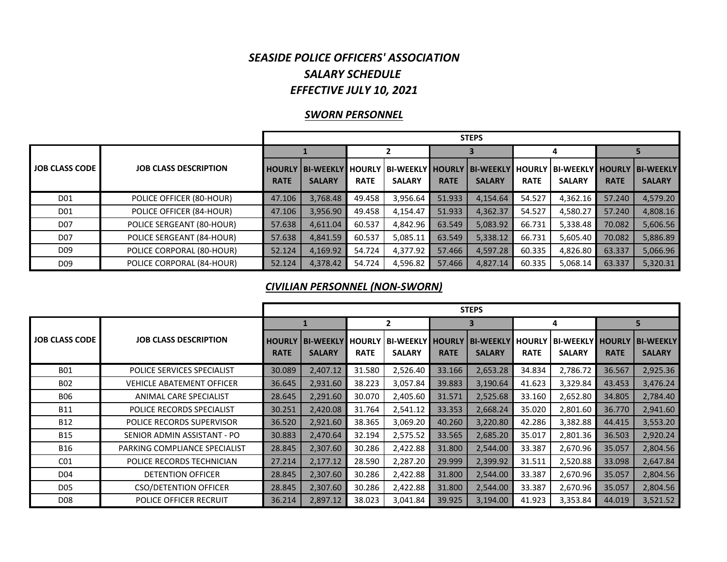## *SEASIDE POLICE OFFICERS' ASSOCIATION*
## *SALARY SCHEDULE*
## *EFFECTIVE JULY 10, 2021*

### *SWORN PERSONNEL*

| JOB CLASS CODE | JOB CLASS DESCRIPTION | STEPS | | | | | | | | | |
|---|---|---|---|---|---|---|---|---|---|---|---|
| | | 1 | | 2 | | 3 | | 4 | | 5 | |
| | | HOURLY RATE | BI-WEEKLY SALARY | HOURLY RATE | BI-WEEKLY SALARY | HOURLY RATE | BI-WEEKLY SALARY | HOURLY RATE | BI-WEEKLY SALARY | HOURLY RATE | BI-WEEKLY SALARY |
| D01 | POLICE OFFICER (80-HOUR) | 47.106 | 3,768.48 | 49.458 | 3,956.64 | 51.933 | 4,154.64 | 54.527 | 4,362.16 | 57.240 | 4,579.20 |
| D01 | POLICE OFFICER (84-HOUR) | 47.106 | 3,956.90 | 49.458 | 4,154.47 | 51.933 | 4,362.37 | 54.527 | 4,580.27 | 57.240 | 4,808.16 |
| D07 | POLICE SERGEANT (80-HOUR) | 57.638 | 4,611.04 | 60.537 | 4,842.96 | 63.549 | 5,083.92 | 66.731 | 5,338.48 | 70.082 | 5,606.56 |
| D07 | POLICE SERGEANT (84-HOUR) | 57.638 | 4,841.59 | 60.537 | 5,085.11 | 63.549 | 5,338.12 | 66.731 | 5,605.40 | 70.082 | 5,886.89 |
| D09 | POLICE CORPORAL (80-HOUR) | 52.124 | 4,169.92 | 54.724 | 4,377.92 | 57.466 | 4,597.28 | 60.335 | 4,826.80 | 63.337 | 5,066.96 |
| D09 | POLICE CORPORAL (84-HOUR) | 52.124 | 4,378.42 | 54.724 | 4,596.82 | 57.466 | 4,827.14 | 60.335 | 5,068.14 | 63.337 | 5,320.31 |

### *CIVILIAN PERSONNEL (NON-SWORN)*

| JOB CLASS CODE | JOB CLASS DESCRIPTION | STEPS | | | | | | | | | |
|---|---|---|---|---|---|---|---|---|---|---|---|
| | | 1 | | 2 | | 3 | | 4 | | 5 | |
| | | HOURLY RATE | BI-WEEKLY SALARY | HOURLY RATE | BI-WEEKLY SALARY | HOURLY RATE | BI-WEEKLY SALARY | HOURLY RATE | BI-WEEKLY SALARY | HOURLY RATE | BI-WEEKLY SALARY |
| B01 | POLICE SERVICES SPECIALIST | 30.089 | 2,407.12 | 31.580 | 2,526.40 | 33.166 | 2,653.28 | 34.834 | 2,786.72 | 36.567 | 2,925.36 |
| B02 | VEHICLE ABATEMENT OFFICER | 36.645 | 2,931.60 | 38.223 | 3,057.84 | 39.883 | 3,190.64 | 41.623 | 3,329.84 | 43.453 | 3,476.24 |
| B06 | ANIMAL CARE SPECIALIST | 28.645 | 2,291.60 | 30.070 | 2,405.60 | 31.571 | 2,525.68 | 33.160 | 2,652.80 | 34.805 | 2,784.40 |
| B11 | POLICE RECORDS SPECIALIST | 30.251 | 2,420.08 | 31.764 | 2,541.12 | 33.353 | 2,668.24 | 35.020 | 2,801.60 | 36.770 | 2,941.60 |
| B12 | POLICE RECORDS SUPERVISOR | 36.520 | 2,921.60 | 38.365 | 3,069.20 | 40.260 | 3,220.80 | 42.286 | 3,382.88 | 44.415 | 3,553.20 |
| B15 | SENIOR ADMIN ASSISTANT - PO | 30.883 | 2,470.64 | 32.194 | 2,575.52 | 33.565 | 2,685.20 | 35.017 | 2,801.36 | 36.503 | 2,920.24 |
| B16 | PARKING COMPLIANCE SPECIALIST | 28.845 | 2,307.60 | 30.286 | 2,422.88 | 31.800 | 2,544.00 | 33.387 | 2,670.96 | 35.057 | 2,804.56 |
| C01 | POLICE RECORDS TECHNICIAN | 27.214 | 2,177.12 | 28.590 | 2,287.20 | 29.999 | 2,399.92 | 31.511 | 2,520.88 | 33.098 | 2,647.84 |
| D04 | DETENTION OFFICER | 28.845 | 2,307.60 | 30.286 | 2,422.88 | 31.800 | 2,544.00 | 33.387 | 2,670.96 | 35.057 | 2,804.56 |
| D05 | CSO/DETENTION OFFICER | 28.845 | 2,307.60 | 30.286 | 2,422.88 | 31.800 | 2,544.00 | 33.387 | 2,670.96 | 35.057 | 2,804.56 |
| D08 | POLICE OFFICER RECRUIT | 36.214 | 2,897.12 | 38.023 | 3,041.84 | 39.925 | 3,194.00 | 41.923 | 3,353.84 | 44.019 | 3,521.52 |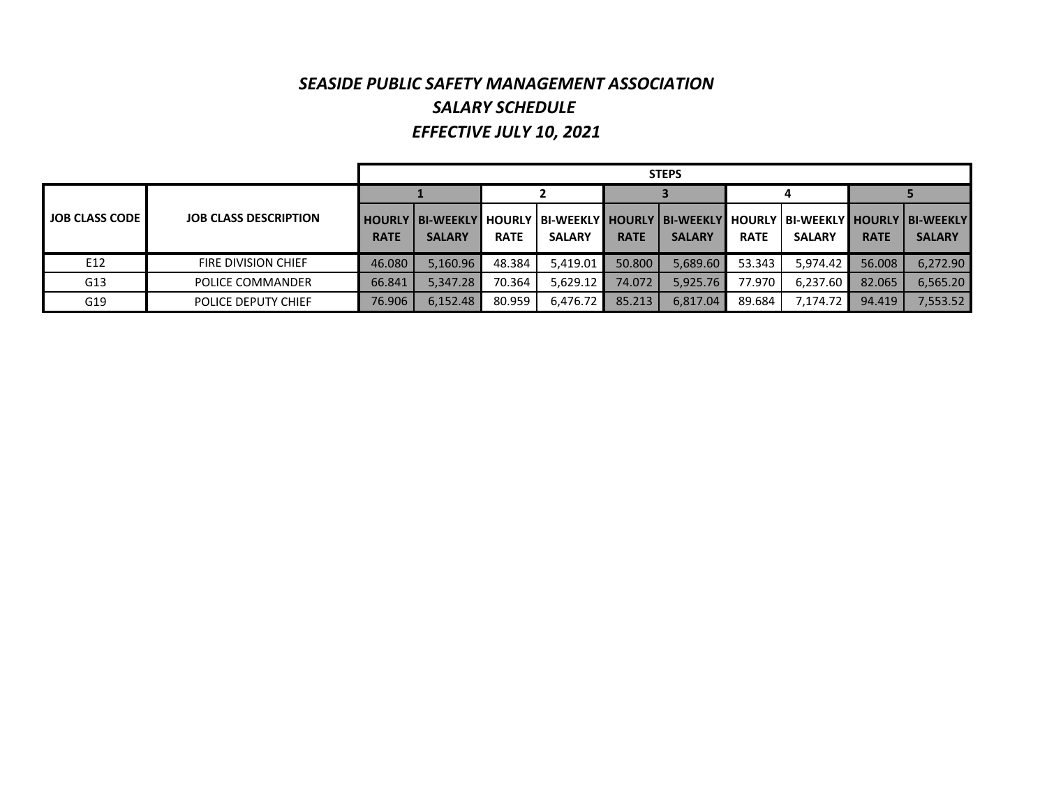# *SEASIDE PUBLIC SAFETY MANAGEMENT ASSOCIATION*
## *SALARY SCHEDULE*
## *EFFECTIVE JULY 10, 2021*

| | | STEPS | | | | | | | | | |
|---|---|---|---|---|---|---|---|---|---|---|---|
| | | 1 | | 2 | | 3 | | 4 | | 5 | |
| JOB CLASS CODE | JOB CLASS DESCRIPTION | HOURLY RATE | BI-WEEKLY SALARY | HOURLY RATE | BI-WEEKLY SALARY | HOURLY RATE | BI-WEEKLY SALARY | HOURLY RATE | BI-WEEKLY SALARY | HOURLY RATE | BI-WEEKLY SALARY |
| E12 | FIRE DIVISION CHIEF | 46.080 | 5,160.96 | 48.384 | 5,419.01 | 50.800 | 5,689.60 | 53.343 | 5,974.42 | 56.008 | 6,272.90 |
| G13 | POLICE COMMANDER | 66.841 | 5,347.28 | 70.364 | 5,629.12 | 74.072 | 5,925.76 | 77.970 | 6,237.60 | 82.065 | 6,565.20 |
| G19 | POLICE DEPUTY CHIEF | 76.906 | 6,152.48 | 80.959 | 6,476.72 | 85.213 | 6,817.04 | 89.684 | 7,174.72 | 94.419 | 7,553.52 |